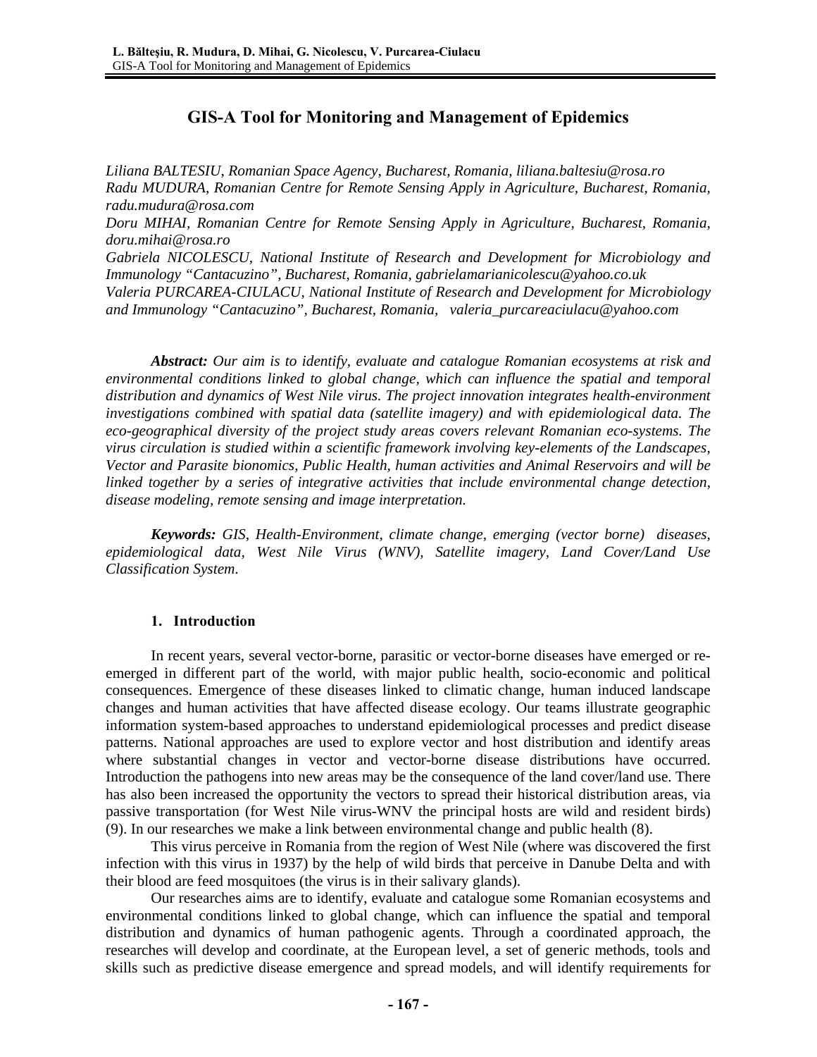# GIS-A Tool for Monitoring and Management of Epidemics

*Liliana BALTESIU, Romanian Space Agency, Bucharest, Romania, liliana.baltesiu@rosa.ro*
*Radu MUDURA, Romanian Centre for Remote Sensing Apply in Agriculture, Bucharest, Romania, radu.mudura@rosa.com*
*Doru MIHAI, Romanian Centre for Remote Sensing Apply in Agriculture, Bucharest, Romania, doru.mihai@rosa.ro*
*Gabriela NICOLESCU, National Institute of Research and Development for Microbiology and Immunology "Cantacuzino", Bucharest, Romania, gabrielamarianicolescu@yahoo.co.uk*
*Valeria PURCAREA-CIULACU, National Institute of Research and Development for Microbiology and Immunology "Cantacuzino", Bucharest, Romania, valeria_purcareaciulacu@yahoo.com*

***Abstract:*** *Our aim is to identify, evaluate and catalogue Romanian ecosystems at risk and environmental conditions linked to global change, which can influence the spatial and temporal distribution and dynamics of West Nile virus. The project innovation integrates health-environment investigations combined with spatial data (satellite imagery) and with epidemiological data. The eco-geographical diversity of the project study areas covers relevant Romanian eco-systems. The virus circulation is studied within a scientific framework involving key-elements of the Landscapes, Vector and Parasite bionomics, Public Health, human activities and Animal Reservoirs and will be linked together by a series of integrative activities that include environmental change detection, disease modeling, remote sensing and image interpretation.*

***Keywords:*** *GIS, Health-Environment, climate change, emerging (vector borne) diseases, epidemiological data, West Nile Virus (WNV), Satellite imagery, Land Cover/Land Use Classification System.*

## 1. Introduction

In recent years, several vector-borne, parasitic or vector-borne diseases have emerged or re-emerged in different part of the world, with major public health, socio-economic and political consequences. Emergence of these diseases linked to climatic change, human induced landscape changes and human activities that have affected disease ecology. Our teams illustrate geographic information system-based approaches to understand epidemiological processes and predict disease patterns. National approaches are used to explore vector and host distribution and identify areas where substantial changes in vector and vector-borne disease distributions have occurred. Introduction the pathogens into new areas may be the consequence of the land cover/land use. There has also been increased the opportunity the vectors to spread their historical distribution areas, via passive transportation (for West Nile virus-WNV the principal hosts are wild and resident birds) (9). In our researches we make a link between environmental change and public health (8).

This virus perceive in Romania from the region of West Nile (where was discovered the first infection with this virus in 1937) by the help of wild birds that perceive in Danube Delta and with their blood are feed mosquitoes (the virus is in their salivary glands).

Our researches aims are to identify, evaluate and catalogue some Romanian ecosystems and environmental conditions linked to global change, which can influence the spatial and temporal distribution and dynamics of human pathogenic agents. Through a coordinated approach, the researches will develop and coordinate, at the European level, a set of generic methods, tools and skills such as predictive disease emergence and spread models, and will identify requirements for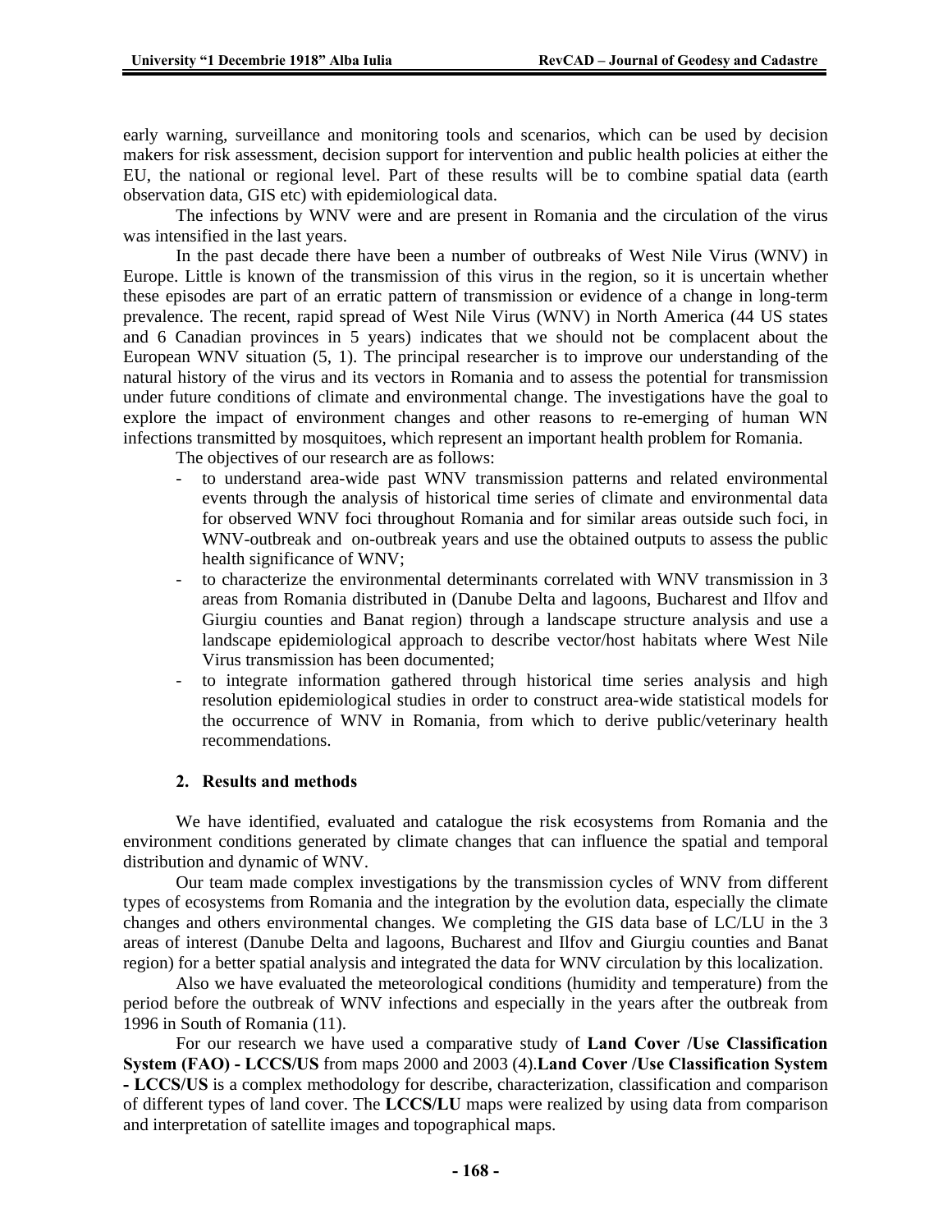early warning, surveillance and monitoring tools and scenarios, which can be used by decision makers for risk assessment, decision support for intervention and public health policies at either the EU, the national or regional level. Part of these results will be to combine spatial data (earth observation data, GIS etc) with epidemiological data.

The infections by WNV were and are present in Romania and the circulation of the virus was intensified in the last years.

In the past decade there have been a number of outbreaks of West Nile Virus (WNV) in Europe. Little is known of the transmission of this virus in the region, so it is uncertain whether these episodes are part of an erratic pattern of transmission or evidence of a change in long-term prevalence. The recent, rapid spread of West Nile Virus (WNV) in North America (44 US states and 6 Canadian provinces in 5 years) indicates that we should not be complacent about the European WNV situation (5, 1). The principal researcher is to improve our understanding of the natural history of the virus and its vectors in Romania and to assess the potential for transmission under future conditions of climate and environmental change. The investigations have the goal to explore the impact of environment changes and other reasons to re-emerging of human WN infections transmitted by mosquitoes, which represent an important health problem for Romania.

The objectives of our research are as follows:

- to understand area-wide past WNV transmission patterns and related environmental events through the analysis of historical time series of climate and environmental data for observed WNV foci throughout Romania and for similar areas outside such foci, in WNV-outbreak and on-outbreak years and use the obtained outputs to assess the public health significance of WNV;
- to characterize the environmental determinants correlated with WNV transmission in 3 areas from Romania distributed in (Danube Delta and lagoons, Bucharest and Ilfov and Giurgiu counties and Banat region) through a landscape structure analysis and use a landscape epidemiological approach to describe vector/host habitats where West Nile Virus transmission has been documented;
- to integrate information gathered through historical time series analysis and high resolution epidemiological studies in order to construct area-wide statistical models for the occurrence of WNV in Romania, from which to derive public/veterinary health recommendations.

## 2. Results and methods

We have identified, evaluated and catalogue the risk ecosystems from Romania and the environment conditions generated by climate changes that can influence the spatial and temporal distribution and dynamic of WNV.

Our team made complex investigations by the transmission cycles of WNV from different types of ecosystems from Romania and the integration by the evolution data, especially the climate changes and others environmental changes. We completing the GIS data base of LC/LU in the 3 areas of interest (Danube Delta and lagoons, Bucharest and Ilfov and Giurgiu counties and Banat region) for a better spatial analysis and integrated the data for WNV circulation by this localization.

Also we have evaluated the meteorological conditions (humidity and temperature) from the period before the outbreak of WNV infections and especially in the years after the outbreak from 1996 in South of Romania (11).

For our research we have used a comparative study of **Land Cover /Use Classification System (FAO) - LCCS/US** from maps 2000 and 2003 (4).**Land Cover /Use Classification System - LCCS/US** is a complex methodology for describe, characterization, classification and comparison of different types of land cover. The **LCCS/LU** maps were realized by using data from comparison and interpretation of satellite images and topographical maps.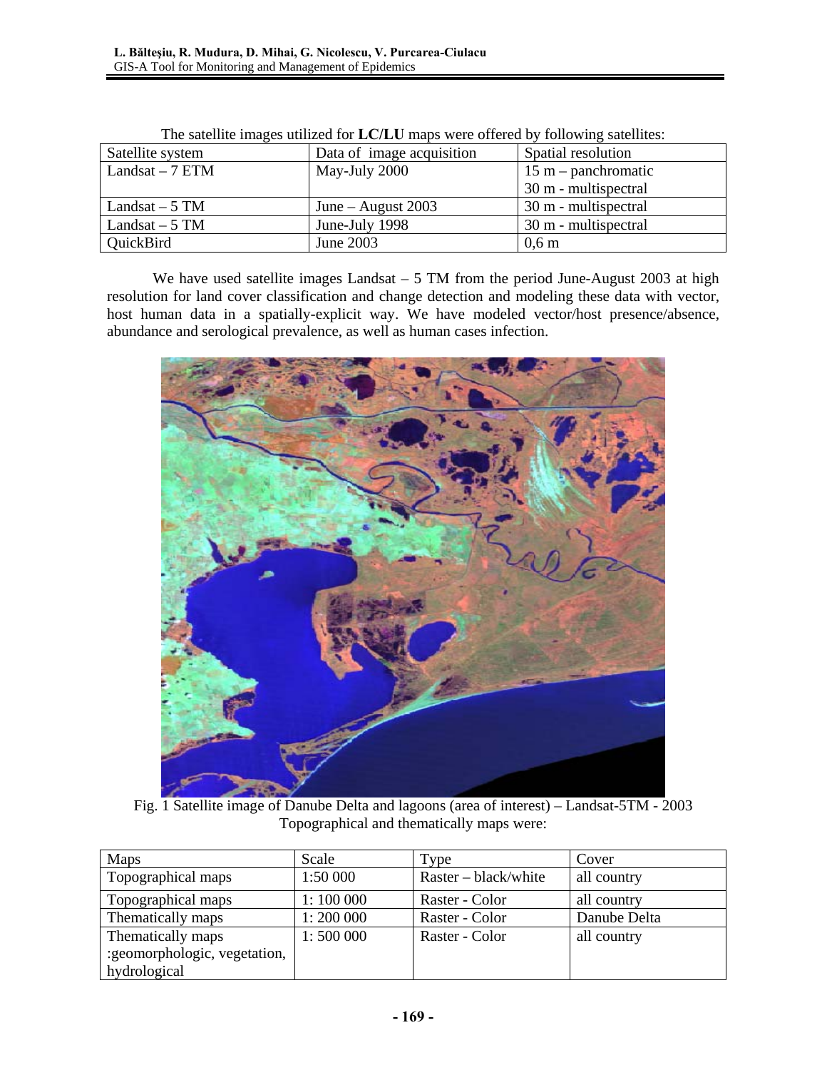The satellite images utilized for **LC/LU** maps were offered by following satellites:

| Satellite system | Data of image acquisition | Spatial resolution |
| --- | --- | --- |
| Landsat – 7 ETM | May-July 2000 | 15 m – panchromatic<br>30 m - multispectral |
| Landsat – 5 TM | June – August 2003 | 30 m - multispectral |
| Landsat – 5 TM | June-July 1998 | 30 m - multispectral |
| QuickBird | June 2003 | 0,6 m |

We have used satellite images Landsat – 5 TM from the period June-August 2003 at high resolution for land cover classification and change detection and modeling these data with vector, host human data in a spatially-explicit way. We have modeled vector/host presence/absence, abundance and serological prevalence, as well as human cases infection.

Fig. 1 Satellite image of Danube Delta and lagoons (area of interest) – Landsat-5TM - 2003

Topographical and thematically maps were:

| Maps | Scale | Type | Cover |
| --- | --- | --- | --- |
| Topographical maps | 1:50 000 | Raster – black/white | all country |
| Topographical maps | 1: 100 000 | Raster - Color | all country |
| Thematically maps | 1: 200 000 | Raster - Color | Danube Delta |
| Thematically maps :geomorphologic, vegetation, hydrological | 1: 500 000 | Raster - Color | all country |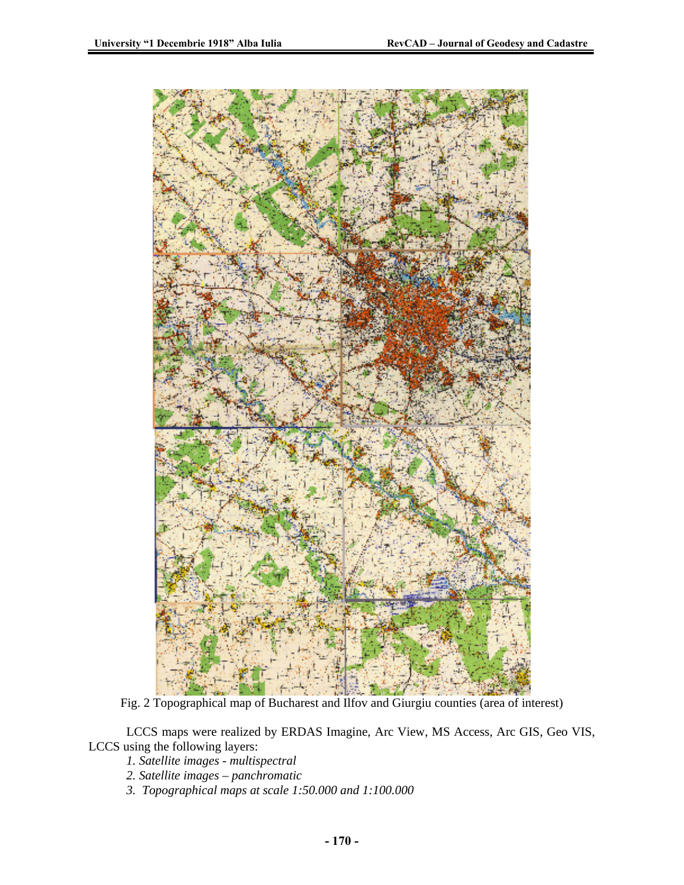Fig. 2 Topographical map of Bucharest and Ilfov and Giurgiu counties (area of interest)

LCCS maps were realized by ERDAS Imagine, Arc View, MS Access, Arc GIS, Geo VIS, LCCS using the following layers:

1. *Satellite images - multispectral*
2. *Satellite images – panchromatic*
3. *Topographical maps at scale 1:50.000 and 1:100.000*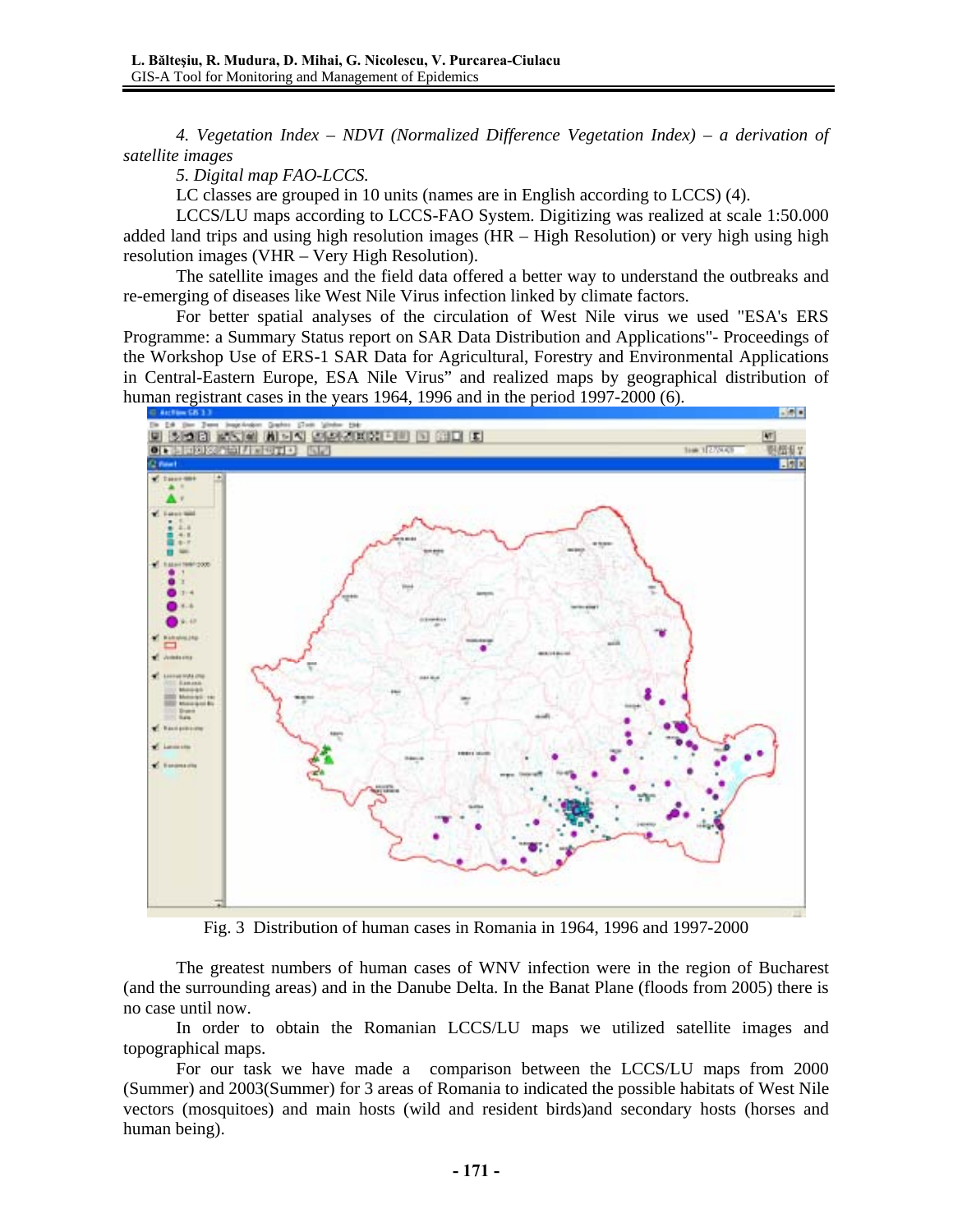*4. Vegetation Index – NDVI (Normalized Difference Vegetation Index) – a derivation of satellite images*

*5. Digital map FAO-LCCS.*

LC classes are grouped in 10 units (names are in English according to LCCS) (4).

LCCS/LU maps according to LCCS-FAO System. Digitizing was realized at scale 1:50.000 added land trips and using high resolution images (HR – High Resolution) or very high using high resolution images (VHR – Very High Resolution).

The satellite images and the field data offered a better way to understand the outbreaks and re-emerging of diseases like West Nile Virus infection linked by climate factors.

For better spatial analyses of the circulation of West Nile virus we used "ESA's ERS Programme: a Summary Status report on SAR Data Distribution and Applications"- Proceedings of the Workshop Use of ERS-1 SAR Data for Agricultural, Forestry and Environmental Applications in Central-Eastern Europe, ESA Nile Virus" and realized maps by geographical distribution of human registrant cases in the years 1964, 1996 and in the period 1997-2000 (6).

Fig. 3 Distribution of human cases in Romania in 1964, 1996 and 1997-2000

The greatest numbers of human cases of WNV infection were in the region of Bucharest (and the surrounding areas) and in the Danube Delta. In the Banat Plane (floods from 2005) there is no case until now.

In order to obtain the Romanian LCCS/LU maps we utilized satellite images and topographical maps.

For our task we have made a comparison between the LCCS/LU maps from 2000 (Summer) and 2003(Summer) for 3 areas of Romania to indicated the possible habitats of West Nile vectors (mosquitoes) and main hosts (wild and resident birds)and secondary hosts (horses and human being).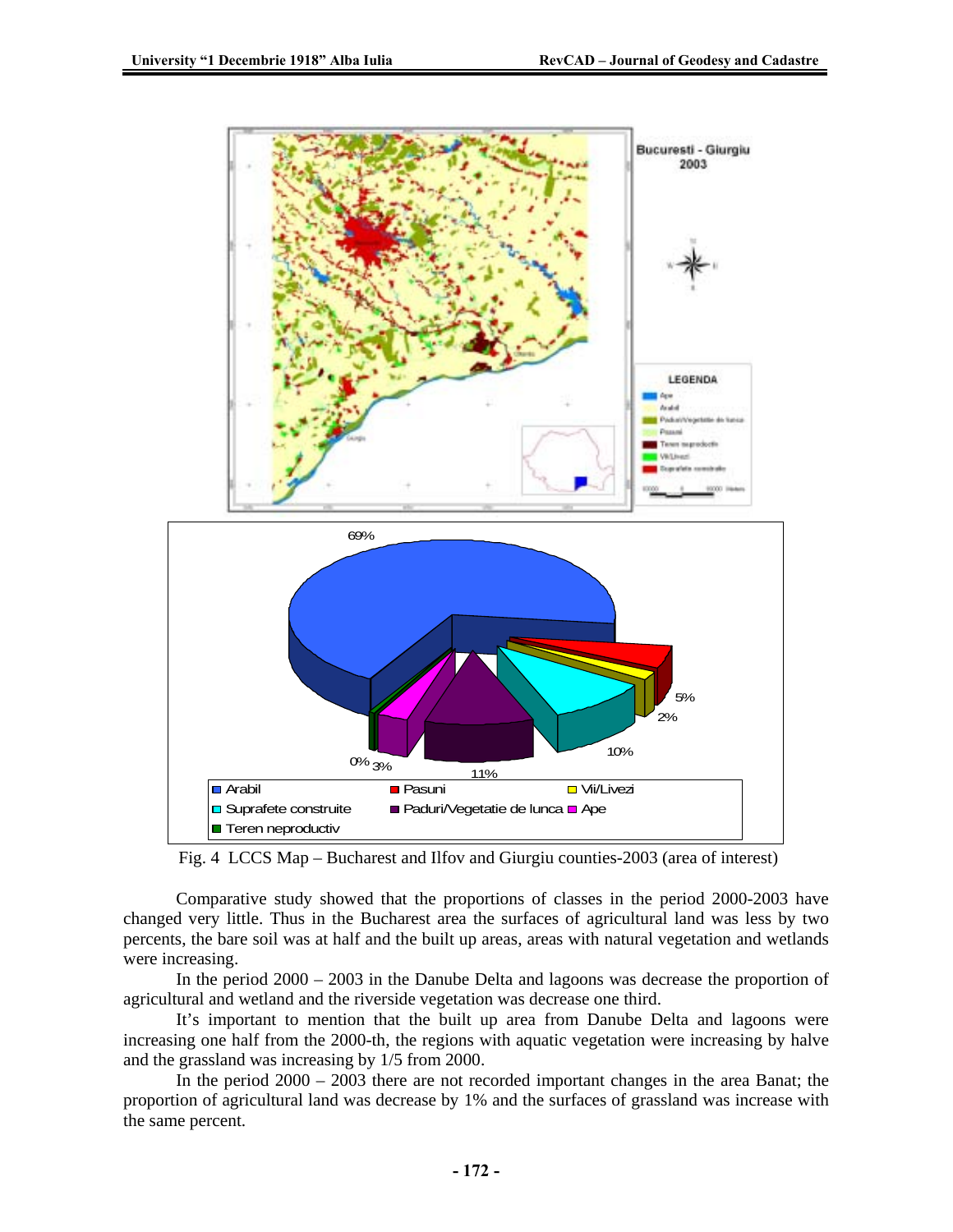Fig. 4 LCCS Map – Bucharest and Ilfov and Giurgiu counties-2003 (area of interest)

Comparative study showed that the proportions of classes in the period 2000-2003 have changed very little. Thus in the Bucharest area the surfaces of agricultural land was less by two percents, the bare soil was at half and the built up areas, areas with natural vegetation and wetlands were increasing.

In the period 2000 – 2003 in the Danube Delta and lagoons was decrease the proportion of agricultural and wetland and the riverside vegetation was decrease one third.

It's important to mention that the built up area from Danube Delta and lagoons were increasing one half from the 2000-th, the regions with aquatic vegetation were increasing by halve and the grassland was increasing by 1/5 from 2000.

In the period 2000 – 2003 there are not recorded important changes in the area Banat; the proportion of agricultural land was decrease by 1% and the surfaces of grassland was increase with the same percent.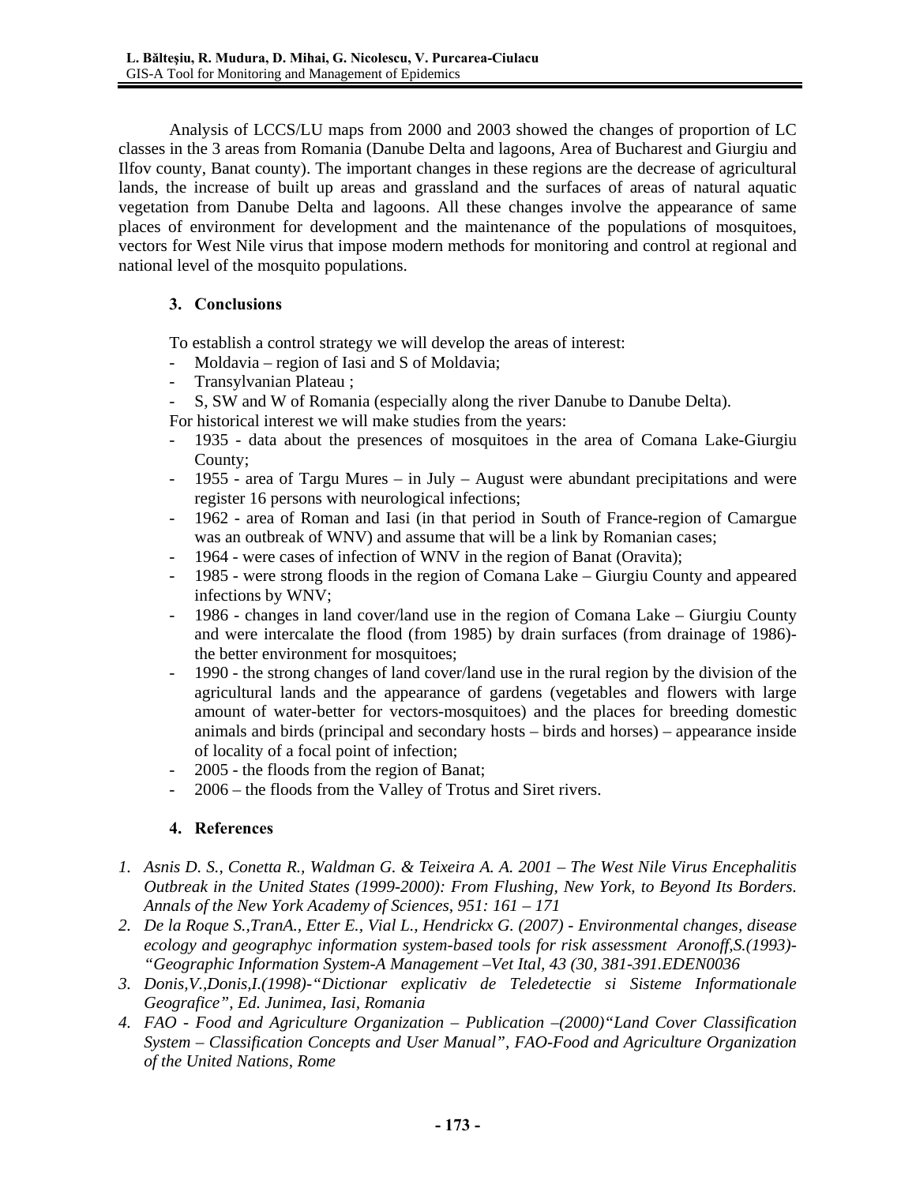Analysis of LCCS/LU maps from 2000 and 2003 showed the changes of proportion of LC classes in the 3 areas from Romania (Danube Delta and lagoons, Area of Bucharest and Giurgiu and Ilfov county, Banat county). The important changes in these regions are the decrease of agricultural lands, the increase of built up areas and grassland and the surfaces of areas of natural aquatic vegetation from Danube Delta and lagoons. All these changes involve the appearance of same places of environment for development and the maintenance of the populations of mosquitoes, vectors for West Nile virus that impose modern methods for monitoring and control at regional and national level of the mosquito populations.

## 3. Conclusions

To establish a control strategy we will develop the areas of interest:

- Moldavia – region of Iasi and S of Moldavia;
- Transylvanian Plateau ;
- S, SW and W of Romania (especially along the river Danube to Danube Delta).

For historical interest we will make studies from the years:

- 1935 - data about the presences of mosquitoes in the area of Comana Lake-Giurgiu County;
- 1955 - area of Targu Mures – in July – August were abundant precipitations and were register 16 persons with neurological infections;
- 1962 - area of Roman and Iasi (in that period in South of France-region of Camargue was an outbreak of WNV) and assume that will be a link by Romanian cases;
- 1964 - were cases of infection of WNV in the region of Banat (Oravita);
- 1985 - were strong floods in the region of Comana Lake – Giurgiu County and appeared infections by WNV;
- 1986 - changes in land cover/land use in the region of Comana Lake – Giurgiu County and were intercalate the flood (from 1985) by drain surfaces (from drainage of 1986)- the better environment for mosquitoes;
- 1990 - the strong changes of land cover/land use in the rural region by the division of the agricultural lands and the appearance of gardens (vegetables and flowers with large amount of water-better for vectors-mosquitoes) and the places for breeding domestic animals and birds (principal and secondary hosts – birds and horses) – appearance inside of locality of a focal point of infection;
- 2005 - the floods from the region of Banat;
- 2006 – the floods from the Valley of Trotus and Siret rivers.

## 4. References

1. *Asnis D. S., Conetta R., Waldman G. & Teixeira A. A. 2001 – The West Nile Virus Encephalitis Outbreak in the United States (1999-2000): From Flushing, New York, to Beyond Its Borders. Annals of the New York Academy of Sciences, 951: 161 – 171*
2. *De la Roque S.,TranA., Etter E., Vial L., Hendrickx G. (2007) - Environmental changes, disease ecology and geographyc information system-based tools for risk assessment Aronoff,S.(1993)- "Geographic Information System-A Management –Vet Ital, 43 (30, 381-391.EDEN0036*
3. *Donis,V.,Donis,I.(1998)-"Dictionar explicativ de Teledetectie si Sisteme Informationale Geografice", Ed. Junimea, Iasi, Romania*
4. *FAO - Food and Agriculture Organization – Publication –(2000)"Land Cover Classification System – Classification Concepts and User Manual", FAO-Food and Agriculture Organization of the United Nations, Rome*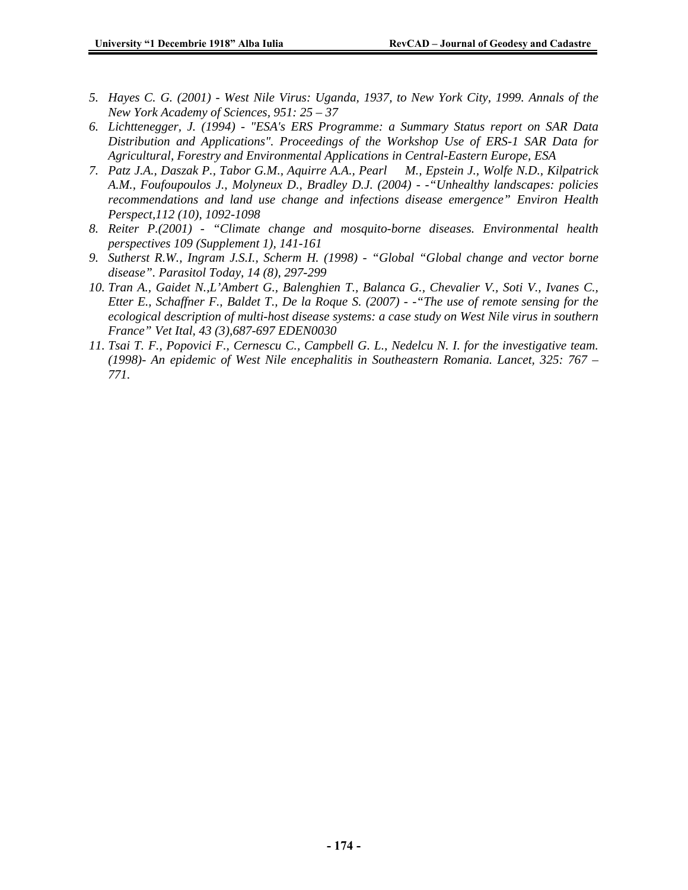5. *Hayes C. G. (2001) - West Nile Virus: Uganda, 1937, to New York City, 1999. Annals of the New York Academy of Sciences, 951: 25 – 37*
6. *Lichttenegger, J. (1994) - "ESA's ERS Programme: a Summary Status report on SAR Data Distribution and Applications". Proceedings of the Workshop Use of ERS-1 SAR Data for Agricultural, Forestry and Environmental Applications in Central-Eastern Europe, ESA*
7. *Patz J.A., Daszak P., Tabor G.M., Aquirre A.A., Pearl M., Epstein J., Wolfe N.D., Kilpatrick A.M., Foufoupoulos J., Molyneux D., Bradley D.J. (2004) - -"Unhealthy landscapes: policies recommendations and land use change and infections disease emergence" Environ Health Perspect,112 (10), 1092-1098*
8. *Reiter P.(2001) - "Climate change and mosquito-borne diseases. Environmental health perspectives 109 (Supplement 1), 141-161*
9. *Sutherst R.W., Ingram J.S.I., Scherm H. (1998) - "Global "Global change and vector borne disease". Parasitol Today, 14 (8), 297-299*
10. *Tran A., Gaidet N.,L'Ambert G., Balenghien T., Balanca G., Chevalier V., Soti V., Ivanes C., Etter E., Schaffner F., Baldet T., De la Roque S. (2007) - -"The use of remote sensing for the ecological description of multi-host disease systems: a case study on West Nile virus in southern France" Vet Ital, 43 (3),687-697 EDEN0030*
11. *Tsai T. F., Popovici F., Cernescu C., Campbell G. L., Nedelcu N. I. for the investigative team. (1998)- An epidemic of West Nile encephalitis in Southeastern Romania. Lancet, 325: 767 – 771.*